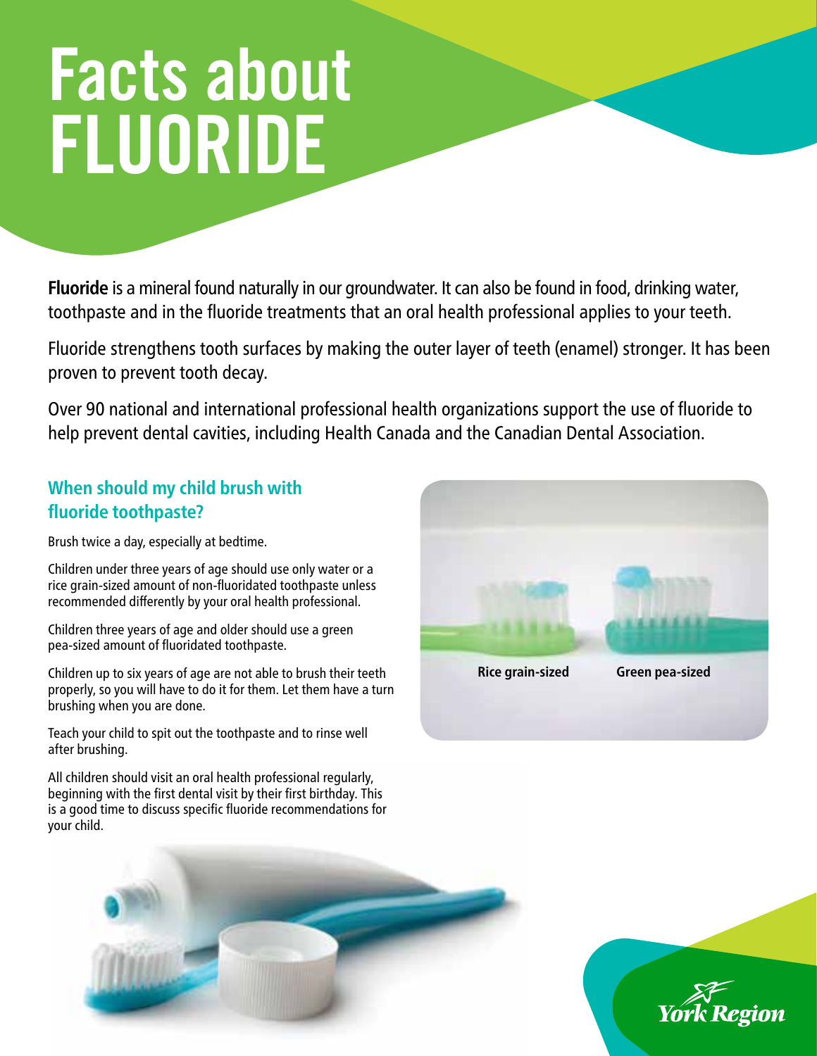# Facts about FLUORIDE

**Fluoride** is a mineral found naturally in our groundwater. It can also be found in food, drinking water, toothpaste and in the fluoride treatments that an oral health professional applies to your teeth.

Fluoride strengthens tooth surfaces by making the outer layer of teeth (enamel) stronger. It has been proven to prevent tooth decay.

Over 90 national and international professional health organizations support the use of fluoride to help prevent dental cavities, including Health Canada and the Canadian Dental Association.

## When should my child brush with fluoride toothpaste?

Brush twice a day, especially at bedtime.

Children under three years of age should use only water or a rice grain-sized amount of non-fluoridated toothpaste unless recommended differently by your oral health professional.

Children three years of age and older should use a green pea-sized amount of fluoridated toothpaste.

Children up to six years of age are not able to brush their teeth properly, so you will have to do it for them. Let them have a turn brushing when you are done.

Teach your child to spit out the toothpaste and to rinse well after brushing.

All children should visit an oral health professional regularly, beginning with the first dental visit by their first birthday. This is a good time to discuss specific fluoride recommendations for your child.

**Rice grain-sized** **Green pea-sized**

York Region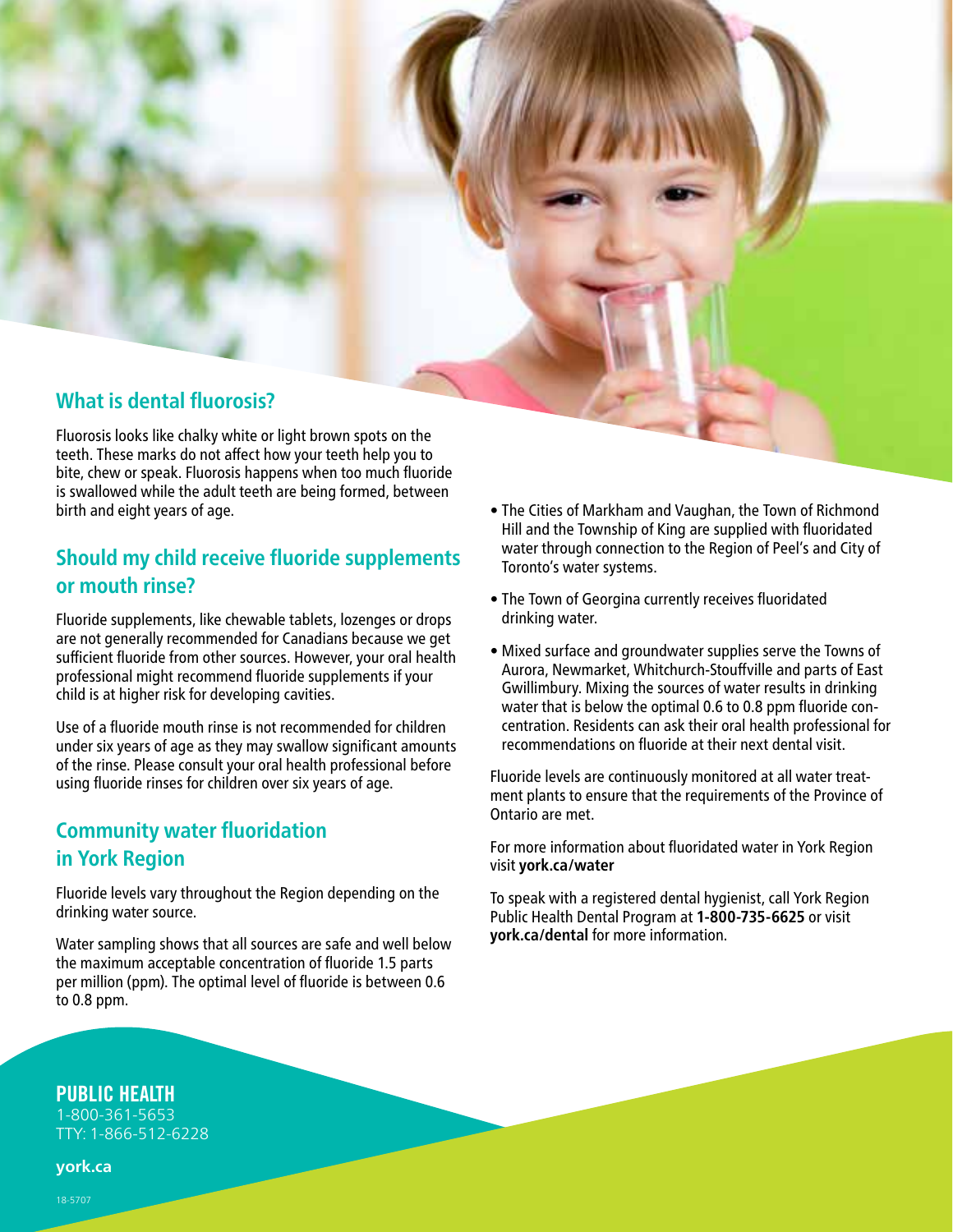## What is dental fluorosis?

Fluorosis looks like chalky white or light brown spots on the teeth. These marks do not affect how your teeth help you to bite, chew or speak. Fluorosis happens when too much fluoride is swallowed while the adult teeth are being formed, between birth and eight years of age.

## Should my child receive fluoride supplements or mouth rinse?

Fluoride supplements, like chewable tablets, lozenges or drops are not generally recommended for Canadians because we get sufficient fluoride from other sources. However, your oral health professional might recommend fluoride supplements if your child is at higher risk for developing cavities.

Use of a fluoride mouth rinse is not recommended for children under six years of age as they may swallow significant amounts of the rinse. Please consult your oral health professional before using fluoride rinses for children over six years of age.

## Community water fluoridation in York Region

Fluoride levels vary throughout the Region depending on the drinking water source.

Water sampling shows that all sources are safe and well below the maximum acceptable concentration of fluoride 1.5 parts per million (ppm). The optimal level of fluoride is between 0.6 to 0.8 ppm.

- The Cities of Markham and Vaughan, the Town of Richmond Hill and the Township of King are supplied with fluoridated water through connection to the Region of Peel's and City of Toronto's water systems.
- The Town of Georgina currently receives fluoridated drinking water.
- Mixed surface and groundwater supplies serve the Towns of Aurora, Newmarket, Whitchurch-Stouffville and parts of East Gwillimbury. Mixing the sources of water results in drinking water that is below the optimal 0.6 to 0.8 ppm fluoride concentration. Residents can ask their oral health professional for recommendations on fluoride at their next dental visit.

Fluoride levels are continuously monitored at all water treatment plants to ensure that the requirements of the Province of Ontario are met.

For more information about fluoridated water in York Region visit **york.ca/water**

To speak with a registered dental hygienist, call York Region Public Health Dental Program at **1-800-735-6625** or visit **york.ca/dental** for more information.

**PUBLIC HEALTH**
1-800-361-5653
TTY: 1-866-512-6228

**york.ca**

18-5707